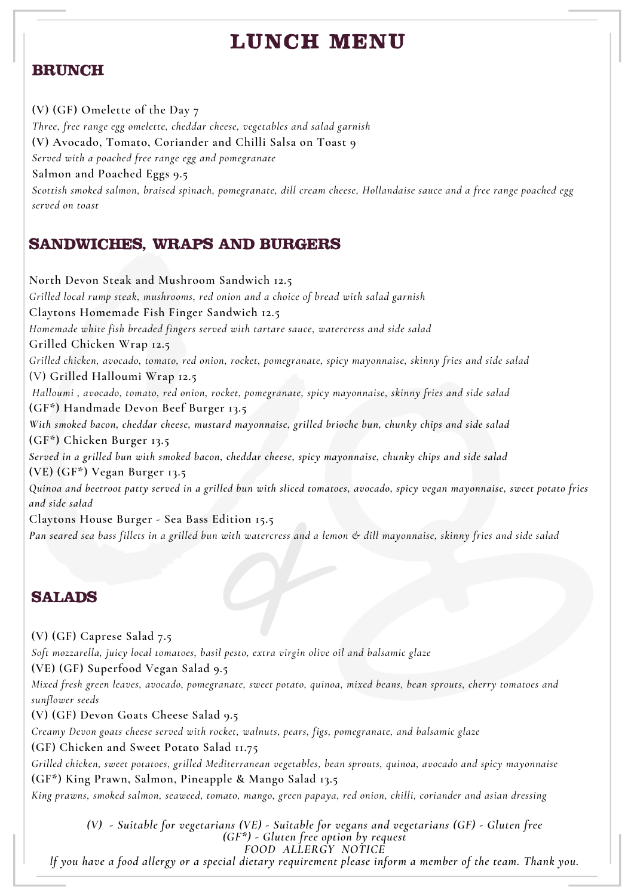# LUNCH MENU

## BRUNCH

(V) (GF) Omelette of the Day 7

*Three, free range egg omelette, cheddar cheese, vegetables and salad garnish*

(V) Avocado, Tomato, Coriander and Chilli Salsa on Toast 9

*Served with a poached free range egg and pomegranate*

Salmon and Poached Eggs 9.5

*Scottish smoked salmon, braised spinach, pomegranate, dill cream cheese, Hollandaise sauce and a free range poached egg served on toast*

## SANDWICHES, WRAPS AND BURGERS

North Devon Steak and Mushroom Sandwich 12.5

*Grilled local rump steak, mushrooms, red onion and a choice of bread with salad garnish*

Claytons Homemade Fish Finger Sandwich 12.5

*Homemade white fish breaded fingers served with tartare sauce, watercress and side salad*

Grilled Chicken Wrap 12.5

*Grilled chicken, avocado, tomato, red onion, rocket, pomegranate, spicy mayonnaise, skinny fries and side salad*

(V) Grilled Halloumi Wrap 12.5

*Halloumi , avocado, tomato, red onion, rocket, pomegranate, spicy mayonnaise, skinny fries and side salad*

(GF*) Handmade Devon Beef Burger 13.5

*With smoked bacon, cheddar cheese, mustard mayonnaise, grilled brioche bun, chunky chips and side salad*

(GF*) Chicken Burger 13.5

*Served in a grilled bun with smoked bacon, cheddar cheese, spicy mayonnaise, chunky chips and side salad*

(VE) (GF*) Vegan Burger 13.5

*Quinoa and beetroot patty served in a grilled bun with sliced tomatoes, avocado, spicy vegan mayonnaise, sweet potato fries and side salad*

Claytons House Burger - Sea Bass Edition 15.5

*Pan seared sea bass fillets in a grilled bun with watercress and a lemon & dill mayonnaise, skinny fries and side salad*

## SALADS

(V) (GF) Caprese Salad 7.5

*Soft mozzarella, juicy local tomatoes, basil pesto, extra virgin olive oil and balsamic glaze*

(VE) (GF) Superfood Vegan Salad 9.5

*Mixed fresh green leaves, avocado, pomegranate, sweet potato, quinoa, mixed beans, bean sprouts, cherry tomatoes and sunflower seeds*

(V) (GF) Devon Goats Cheese Salad 9.5

*Creamy Devon goats cheese served with rocket, walnuts, pears, figs, pomegranate, and balsamic glaze*

(GF) Chicken and Sweet Potato Salad 11.75

*Grilled chicken, sweet potatoes, grilled Mediterranean vegetables, bean sprouts, quinoa, avocado and spicy mayonnaise*

(GF*) King Prawn, Salmon, Pineapple & Mango Salad 13.5

*King prawns, smoked salmon, seaweed, tomato, mango, green papaya, red onion, chilli, coriander and asian dressing*

*(V) - Suitable for vegetarians (VE) - Suitable for vegans and vegetarians (GF) - Gluten free*
*(GF*) - Gluten free option by request*

*FOOD ALLERGY NOTICE*

*If you have a food allergy or a special dietary requirement please inform a member of the team. Thank you.*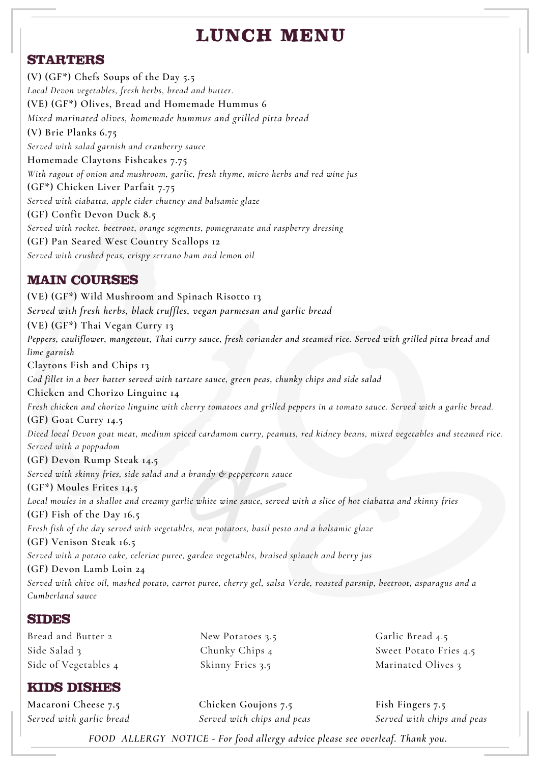# LUNCH MENU

## STARTERS

**(V) (GF*) Chefs Soups of the Day 5.5**
*Local Devon vegetables, fresh herbs, bread and butter.*

**(VE) (GF*) Olives, Bread and Homemade Hummus 6**
*Mixed marinated olives, homemade hummus and grilled pitta bread*

**(V) Brie Planks 6.75**
*Served with salad garnish and cranberry sauce*

**Homemade Claytons Fishcakes 7.75**
*With ragout of onion and mushroom, garlic, fresh thyme, micro herbs and red wine jus*

**(GF*) Chicken Liver Parfait 7.75**
*Served with ciabatta, apple cider chutney and balsamic glaze*

**(GF) Confit Devon Duck 8.5**
*Served with rocket, beetroot, orange segments, pomegranate and raspberry dressing*

**(GF) Pan Seared West Country Scallops 12**
*Served with crushed peas, crispy serrano ham and lemon oil*

## MAIN COURSES

**(VE) (GF*) Wild Mushroom and Spinach Risotto 13**
*Served with fresh herbs, black truffles, vegan parmesan and garlic bread*

**(VE) (GF*) Thai Vegan Curry 13**
*Peppers, cauliflower, mangetout, Thai curry sauce, fresh coriander and steamed rice. Served with grilled pitta bread and lime garnish*

**Claytons Fish and Chips 13**
*Cod fillet in a beer batter served with tartare sauce, green peas, chunky chips and side salad*

**Chicken and Chorizo Linguine 14**
*Fresh chicken and chorizo linguine with cherry tomatoes and grilled peppers in a tomato sauce. Served with a garlic bread.*

**(GF) Goat Curry 14.5**
*Diced local Devon goat meat, medium spiced cardamom curry, peanuts, red kidney beans, mixed vegetables and steamed rice. Served with a poppadom*

**(GF) Devon Rump Steak 14.5**
*Served with skinny fries, side salad and a brandy & peppercorn sauce*

**(GF*) Moules Frites 14.5**
*Local moules in a shallot and creamy garlic white wine sauce, served with a slice of hot ciabatta and skinny fries*

**(GF) Fish of the Day 16.5**
*Fresh fish of the day served with vegetables, new potatoes, basil pesto and a balsamic glaze*

**(GF) Venison Steak 16.5**
*Served with a potato cake, celeriac puree, garden vegetables, braised spinach and berry jus*

**(GF) Devon Lamb Loin 24**
*Served with chive oil, mashed potato, carrot puree, cherry gel, salsa Verde, roasted parsnip, beetroot, asparagus and a Cumberland sauce*

## SIDES

Bread and Butter 2
Side Salad 3
Side of Vegetables 4
New Potatoes 3.5
Chunky Chips 4
Skinny Fries 3.5
Garlic Bread 4.5
Sweet Potato Fries 4.5
Marinated Olives 3

## KIDS DISHES

**Macaroni Cheese 7.5**
*Served with garlic bread*

**Chicken Goujons 7.5**
*Served with chips and peas*

**Fish Fingers 7.5**
*Served with chips and peas*

*FOOD ALLERGY NOTICE - For food allergy advice please see overleaf. Thank you.*